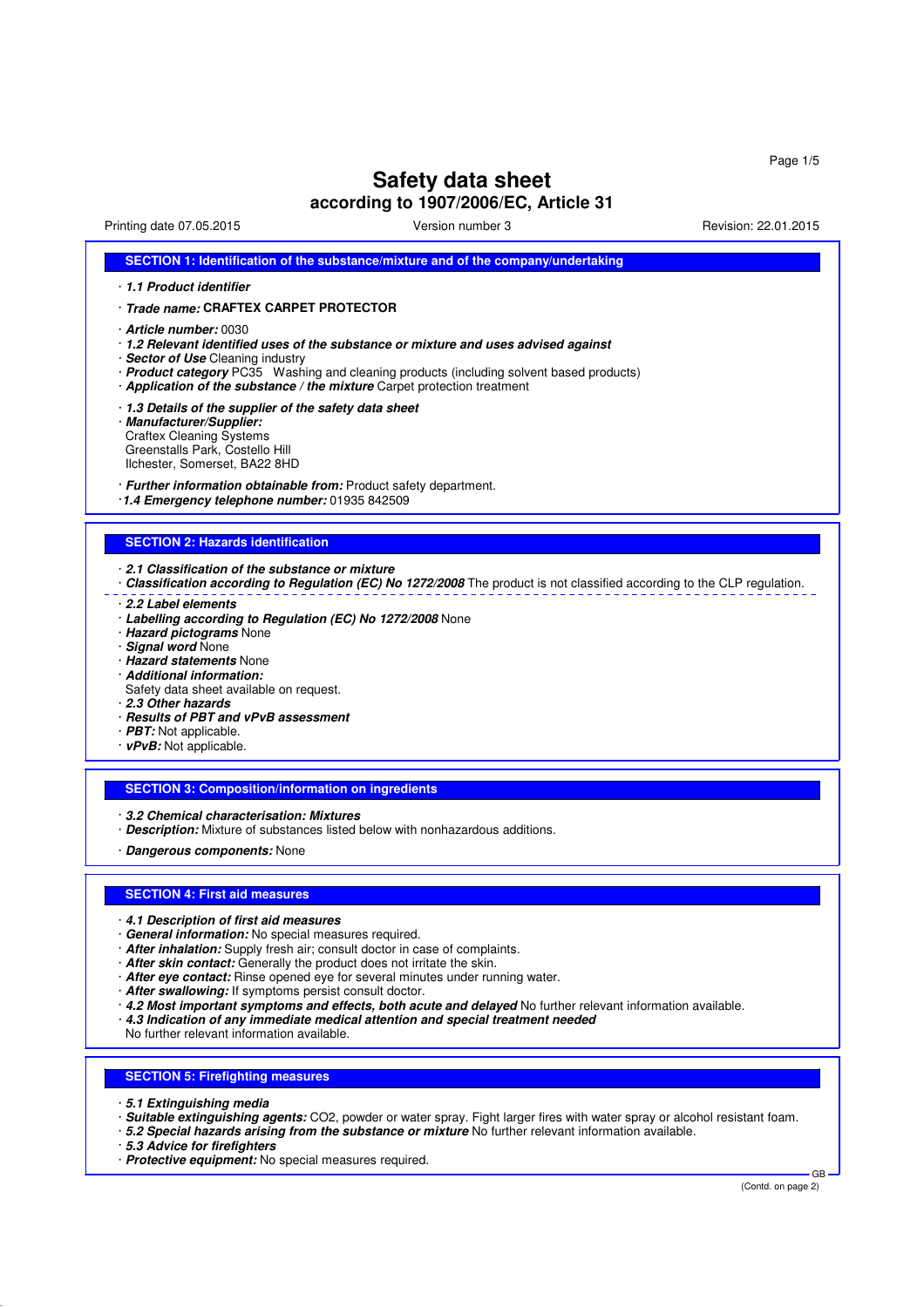# Safety data sheet

## according to 1907/2006/EC, Article 31

Printing date 07.05.2015 Version number 3 Revision: 22.01.2015

### SECTION 1: Identification of the substance/mixture and of the company/undertaking

- ***1.1 Product identifier***
- ***Trade name:*** **CRAFTEX CARPET PROTECTOR**
- ***Article number:*** 0030
- ***1.2 Relevant identified uses of the substance or mixture and uses advised against***
- ***Sector of Use*** Cleaning industry
- ***Product category*** PC35 Washing and cleaning products (including solvent based products)
- ***Application of the substance / the mixture*** Carpet protection treatment
- ***1.3 Details of the supplier of the safety data sheet***
- ***Manufacturer/Supplier:***
  Craftex Cleaning Systems
  Greenstalls Park, Costello Hill
  Ilchester, Somerset, BA22 8HD
- ***Further information obtainable from:*** Product safety department.
- ***1.4 Emergency telephone number:*** 01935 842509

### SECTION 2: Hazards identification

- ***2.1 Classification of the substance or mixture***
- ***Classification according to Regulation (EC) No 1272/2008*** The product is not classified according to the CLP regulation.
- ***2.2 Label elements***
- ***Labelling according to Regulation (EC) No 1272/2008*** None
- ***Hazard pictograms*** None
- ***Signal word*** None
- ***Hazard statements*** None
- ***Additional information:***
  Safety data sheet available on request.
- ***2.3 Other hazards***
- ***Results of PBT and vPvB assessment***
- ***PBT:*** Not applicable.
- ***vPvB:*** Not applicable.

### SECTION 3: Composition/information on ingredients

- ***3.2 Chemical characterisation: Mixtures***
- ***Description:*** Mixture of substances listed below with nonhazardous additions.
- ***Dangerous components:*** None

### SECTION 4: First aid measures

- ***4.1 Description of first aid measures***
- ***General information:*** No special measures required.
- ***After inhalation:*** Supply fresh air; consult doctor in case of complaints.
- ***After skin contact:*** Generally the product does not irritate the skin.
- ***After eye contact:*** Rinse opened eye for several minutes under running water.
- ***After swallowing:*** If symptoms persist consult doctor.
- ***4.2 Most important symptoms and effects, both acute and delayed*** No further relevant information available.
- ***4.3 Indication of any immediate medical attention and special treatment needed***
  No further relevant information available.

### SECTION 5: Firefighting measures

- ***5.1 Extinguishing media***
- ***Suitable extinguishing agents:*** CO2, powder or water spray. Fight larger fires with water spray or alcohol resistant foam.
- ***5.2 Special hazards arising from the substance or mixture*** No further relevant information available.
- ***5.3 Advice for firefighters***
- ***Protective equipment:*** No special measures required.

(Contd. on page 2)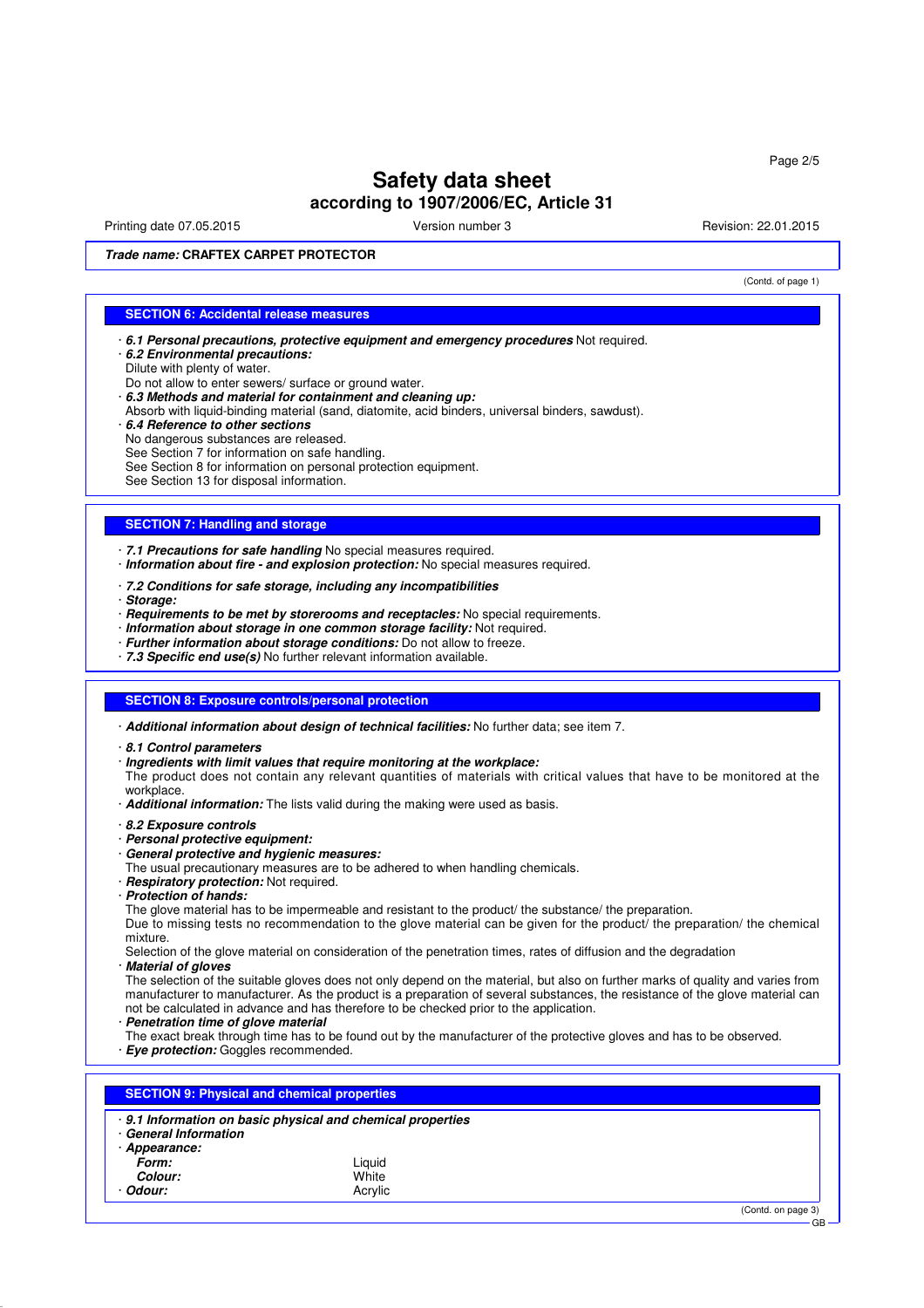**Trade name: CRAFTEX CARPET PROTECTOR**

(Contd. of page 1)

## SECTION 6: Accidental release measures

- ***6.1 Personal precautions, protective equipment and emergency procedures*** Not required.
- ***6.2 Environmental precautions:***
  Dilute with plenty of water.
  Do not allow to enter sewers/ surface or ground water.
- ***6.3 Methods and material for containment and cleaning up:***
  Absorb with liquid-binding material (sand, diatomite, acid binders, universal binders, sawdust).
- ***6.4 Reference to other sections***
  No dangerous substances are released.
  See Section 7 for information on safe handling.
  See Section 8 for information on personal protection equipment.
  See Section 13 for disposal information.

## SECTION 7: Handling and storage

- ***7.1 Precautions for safe handling*** No special measures required.
- ***Information about fire - and explosion protection:*** No special measures required.
- ***7.2 Conditions for safe storage, including any incompatibilities***
- ***Storage:***
- ***Requirements to be met by storerooms and receptacles:*** No special requirements.
- ***Information about storage in one common storage facility:*** Not required.
- ***Further information about storage conditions:*** Do not allow to freeze.
- ***7.3 Specific end use(s)*** No further relevant information available.

## SECTION 8: Exposure controls/personal protection

- ***Additional information about design of technical facilities:*** No further data; see item 7.
- ***8.1 Control parameters***
- ***Ingredients with limit values that require monitoring at the workplace:***
  The product does not contain any relevant quantities of materials with critical values that have to be monitored at the workplace.
- ***Additional information:*** The lists valid during the making were used as basis.
- ***8.2 Exposure controls***
- ***Personal protective equipment:***
- ***General protective and hygienic measures:***
  The usual precautionary measures are to be adhered to when handling chemicals.
- ***Respiratory protection:*** Not required.
- ***Protection of hands:***
  The glove material has to be impermeable and resistant to the product/ the substance/ the preparation.
  Due to missing tests no recommendation to the glove material can be given for the product/ the preparation/ the chemical mixture.
  Selection of the glove material on consideration of the penetration times, rates of diffusion and the degradation
- ***Material of gloves***
  The selection of the suitable gloves does not only depend on the material, but also on further marks of quality and varies from manufacturer to manufacturer. As the product is a preparation of several substances, the resistance of the glove material can not be calculated in advance and has therefore to be checked prior to the application.
- ***Penetration time of glove material***
  The exact break through time has to be found out by the manufacturer of the protective gloves and has to be observed.
- ***Eye protection:*** Goggles recommended.

## SECTION 9: Physical and chemical properties

- ***9.1 Information on basic physical and chemical properties***
- ***General Information***
- ***Appearance:***

| | |
|---|---|
| ***Form:*** | Liquid |
| ***Colour:*** | White |
| ***Odour:*** | Acrylic |

(Contd. on page 3)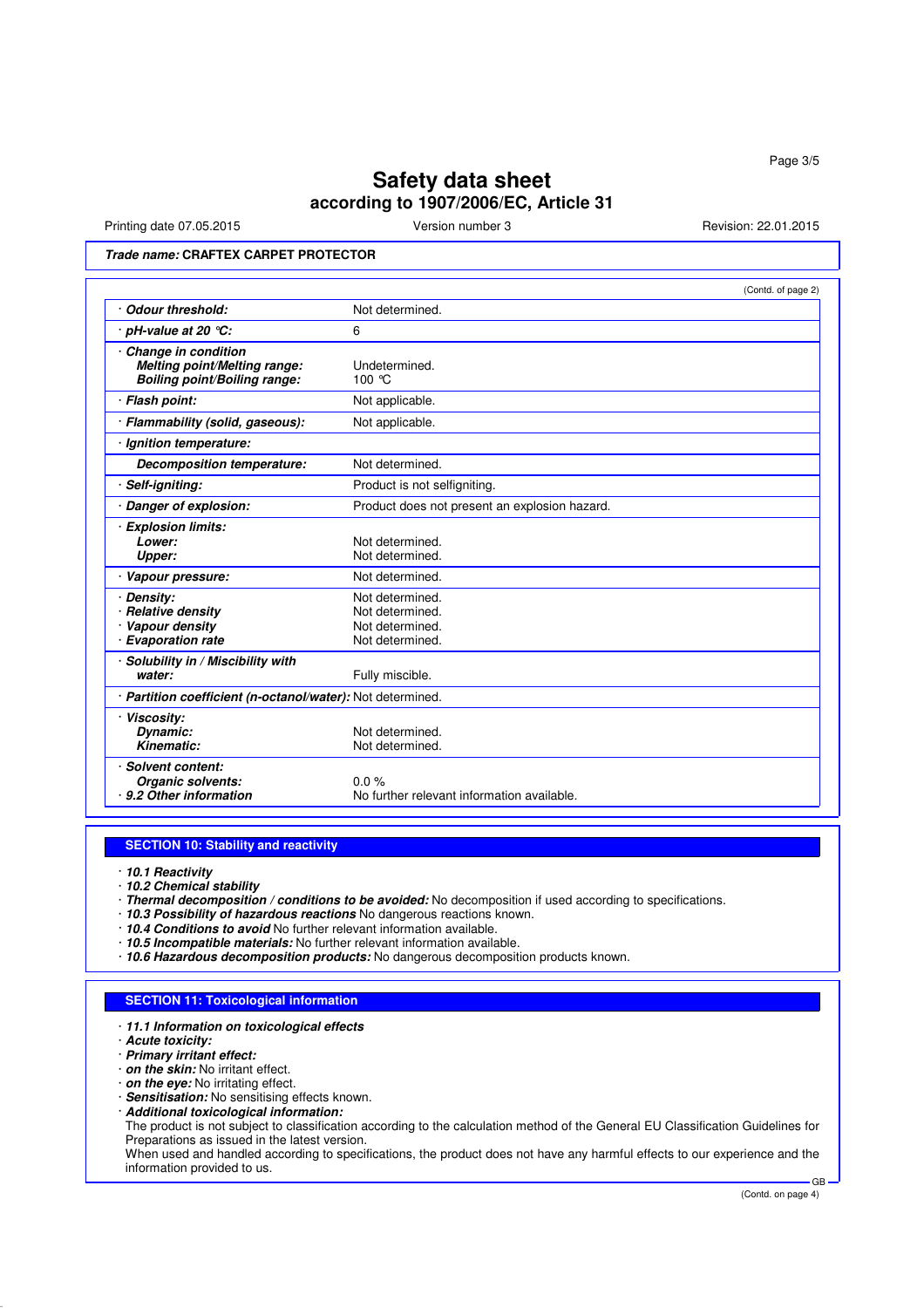# Safety data sheet
## according to 1907/2006/EC, Article 31

Printing date 07.05.2015 | Version number 3 | Revision: 22.01.2015

***Trade name:*** **CRAFTEX CARPET PROTECTOR**

(Contd. of page 2)

| | |
|---|---|
| · ***Odour threshold:*** | Not determined. |
| · ***pH-value at 20 °C:*** | 6 |
| · ***Change in condition***<br>***Melting point/Melting range:***<br>***Boiling point/Boiling range:*** | <br>Undetermined.<br>100 °C |
| · ***Flash point:*** | Not applicable. |
| · ***Flammability (solid, gaseous):*** | Not applicable. |
| · ***Ignition temperature:*** | |
| ***Decomposition temperature:*** | Not determined. |
| · ***Self-igniting:*** | Product is not selfigniting. |
| · ***Danger of explosion:*** | Product does not present an explosion hazard. |
| · ***Explosion limits:***<br>***Lower:***<br>***Upper:*** | <br>Not determined.<br>Not determined. |
| · ***Vapour pressure:*** | Not determined. |
| · ***Density:***<br>· ***Relative density***<br>· ***Vapour density***<br>· ***Evaporation rate*** | Not determined.<br>Not determined.<br>Not determined.<br>Not determined. |
| · ***Solubility in / Miscibility with water:*** | Fully miscible. |
| · ***Partition coefficient (n-octanol/water):*** | Not determined. |
| · ***Viscosity:***<br>***Dynamic:***<br>***Kinematic:*** | <br>Not determined.<br>Not determined. |
| · ***Solvent content:***<br>***Organic solvents:***<br>· ***9.2 Other information*** | <br>0.0 %<br>No further relevant information available. |

## SECTION 10: Stability and reactivity

· ***10.1 Reactivity***
· ***10.2 Chemical stability***
· ***Thermal decomposition / conditions to be avoided:*** No decomposition if used according to specifications.
· ***10.3 Possibility of hazardous reactions*** No dangerous reactions known.
· ***10.4 Conditions to avoid*** No further relevant information available.
· ***10.5 Incompatible materials:*** No further relevant information available.
· ***10.6 Hazardous decomposition products:*** No dangerous decomposition products known.

## SECTION 11: Toxicological information

· ***11.1 Information on toxicological effects***
· ***Acute toxicity:***
· ***Primary irritant effect:***
· ***on the skin:*** No irritant effect.
· ***on the eye:*** No irritating effect.
· ***Sensitisation:*** No sensitising effects known.
· ***Additional toxicological information:***
The product is not subject to classification according to the calculation method of the General EU Classification Guidelines for Preparations as issued in the latest version.
When used and handled according to specifications, the product does not have any harmful effects to our experience and the information provided to us.

(Contd. on page 4)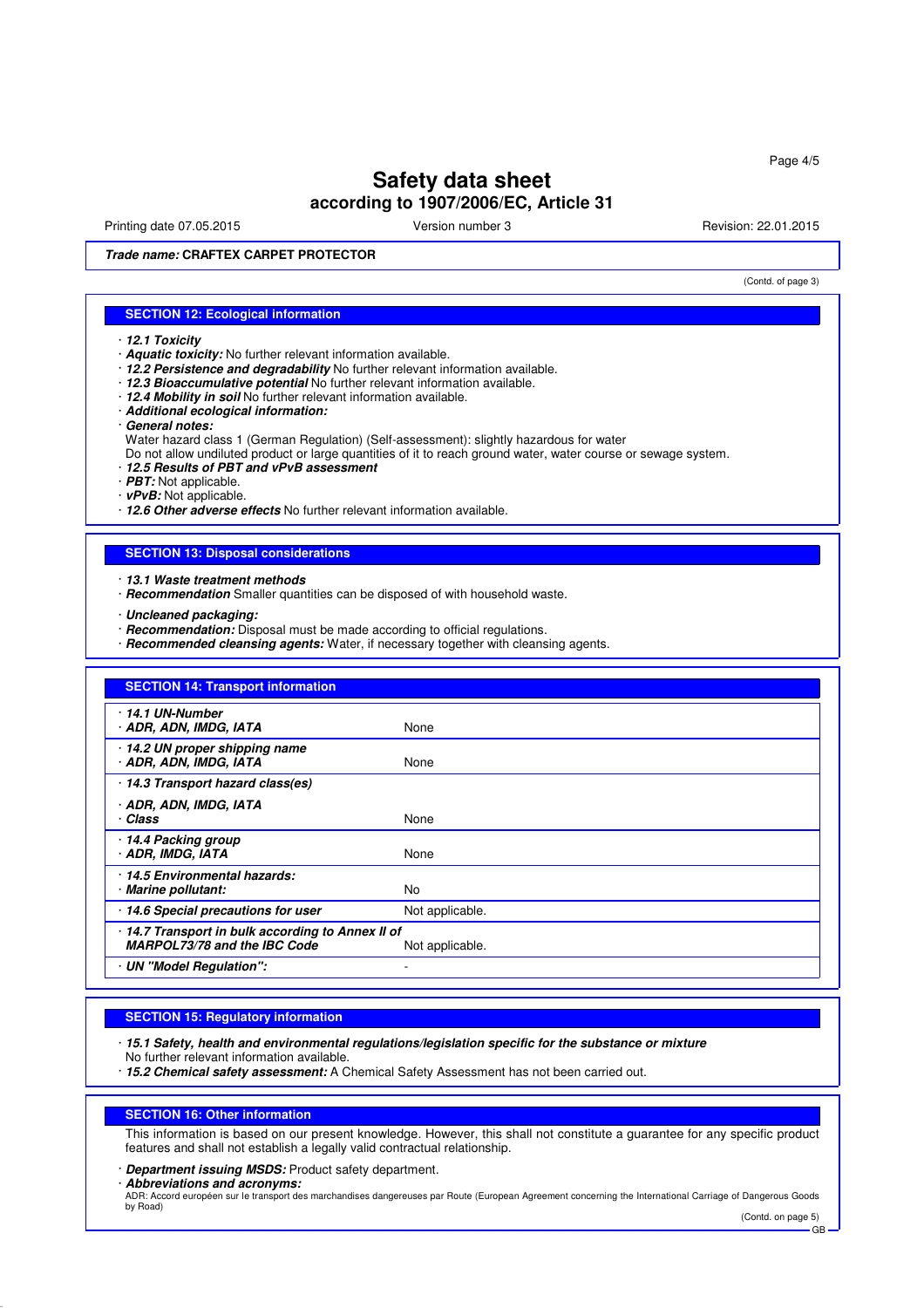# Safety data sheet
## according to 1907/2006/EC, Article 31

Printing date 07.05.2015 Version number 3 Revision: 22.01.2015

***Trade name:*** **CRAFTEX CARPET PROTECTOR**

(Contd. of page 3)

## SECTION 12: Ecological information

- ***12.1 Toxicity***
- ***Aquatic toxicity:*** No further relevant information available.
- ***12.2 Persistence and degradability*** No further relevant information available.
- ***12.3 Bioaccumulative potential*** No further relevant information available.
- ***12.4 Mobility in soil*** No further relevant information available.
- ***Additional ecological information:***
- ***General notes:***
  Water hazard class 1 (German Regulation) (Self-assessment): slightly hazardous for water
  Do not allow undiluted product or large quantities of it to reach ground water, water course or sewage system.
- ***12.5 Results of PBT and vPvB assessment***
- ***PBT:*** Not applicable.
- ***vPvB:*** Not applicable.
- ***12.6 Other adverse effects*** No further relevant information available.

## SECTION 13: Disposal considerations

- ***13.1 Waste treatment methods***
- ***Recommendation*** Smaller quantities can be disposed of with household waste.

- ***Uncleaned packaging:***
- ***Recommendation:*** Disposal must be made according to official regulations.
- ***Recommended cleansing agents:*** Water, if necessary together with cleansing agents.

## SECTION 14: Transport information

| | |
|---|---|
| ***14.1 UN-Number***<br>***ADR, ADN, IMDG, IATA*** | None |
| ***14.2 UN proper shipping name***<br>***ADR, ADN, IMDG, IATA*** | None |
| ***14.3 Transport hazard class(es)***<br>***ADR, ADN, IMDG, IATA***<br>***Class*** | None |
| ***14.4 Packing group***<br>***ADR, IMDG, IATA*** | None |
| ***14.5 Environmental hazards:***<br>***Marine pollutant:*** | No |
| ***14.6 Special precautions for user*** | Not applicable. |
| ***14.7 Transport in bulk according to Annex II of MARPOL73/78 and the IBC Code*** | Not applicable. |
| ***UN "Model Regulation":*** | - |

## SECTION 15: Regulatory information

- ***15.1 Safety, health and environmental regulations/legislation specific for the substance or mixture***
  No further relevant information available.
- ***15.2 Chemical safety assessment:*** A Chemical Safety Assessment has not been carried out.

## SECTION 16: Other information

This information is based on our present knowledge. However, this shall not constitute a guarantee for any specific product features and shall not establish a legally valid contractual relationship.

- ***Department issuing MSDS:*** Product safety department.
- ***Abbreviations and acronyms:***
  ADR: Accord européen sur le transport des marchandises dangereuses par Route (European Agreement concerning the International Carriage of Dangerous Goods by Road)

(Contd. on page 5)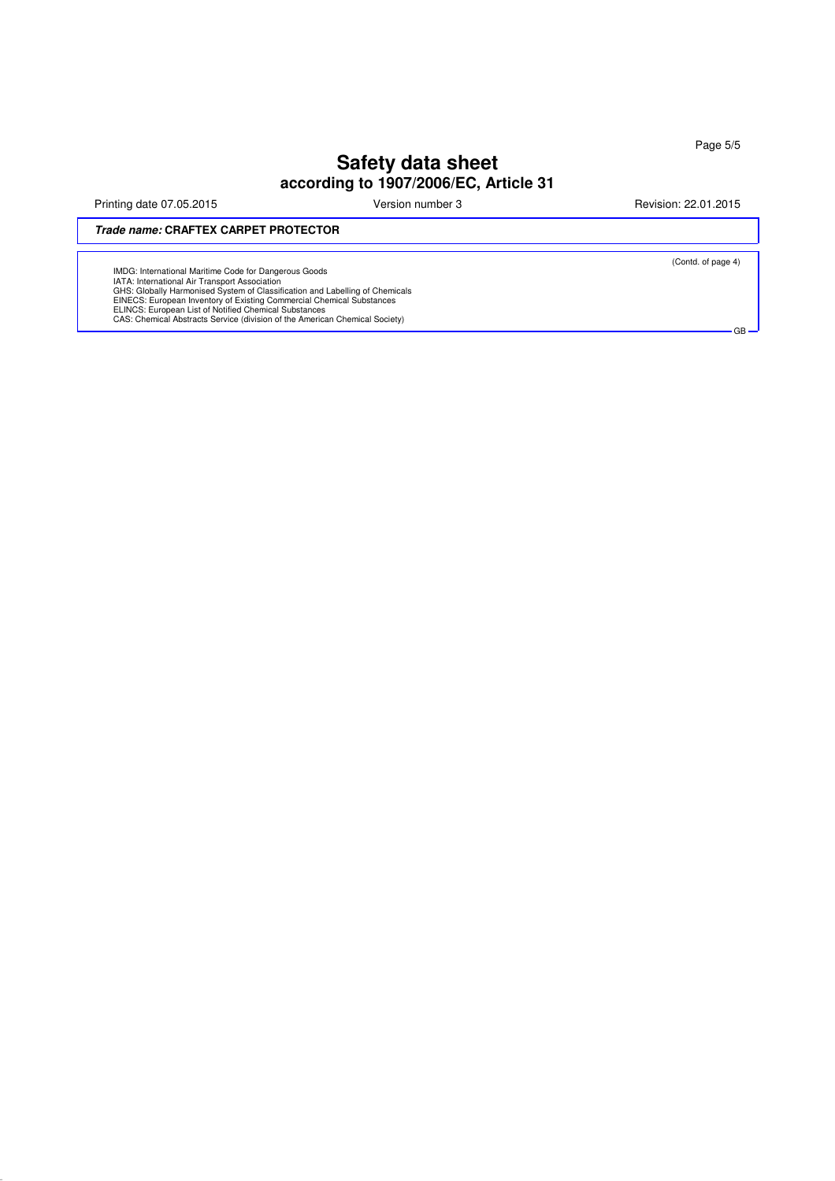IMDG: International Maritime Code for Dangerous Goods
IATA: International Air Transport Association
GHS: Globally Harmonised System of Classification and Labelling of Chemicals
EINECS: European Inventory of Existing Commercial Chemical Substances
ELINCS: European List of Notified Chemical Substances
CAS: Chemical Abstracts Service (division of the American Chemical Society)